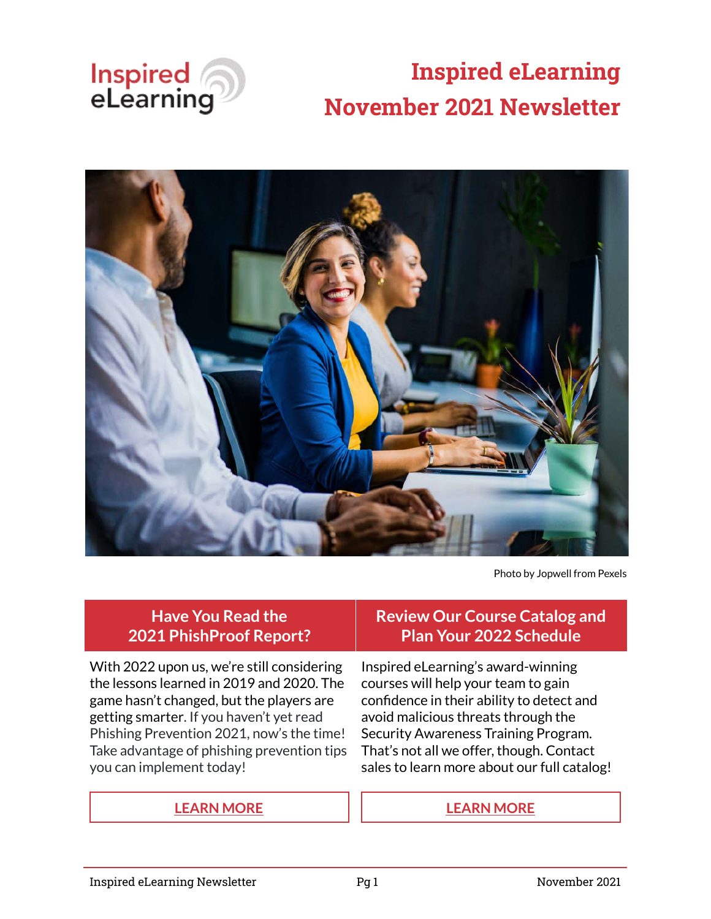# Inspired eLearning November 2021 Newsletter

Photo by Jopwell from Pexels

## Have You Read the 2021 PhishProof Report?

With 2022 upon us, we're still considering the lessons learned in 2019 and 2020. The game hasn't changed, but the players are getting smarter. If you haven't yet read Phishing Prevention 2021, now's the time! Take advantage of phishing prevention tips you can implement today!

**LEARN MORE**

## Review Our Course Catalog and Plan Your 2022 Schedule

Inspired eLearning's award-winning courses will help your team to gain confidence in their ability to detect and avoid malicious threats through the Security Awareness Training Program. That's not all we offer, though. Contact sales to learn more about our full catalog!

**LEARN MORE**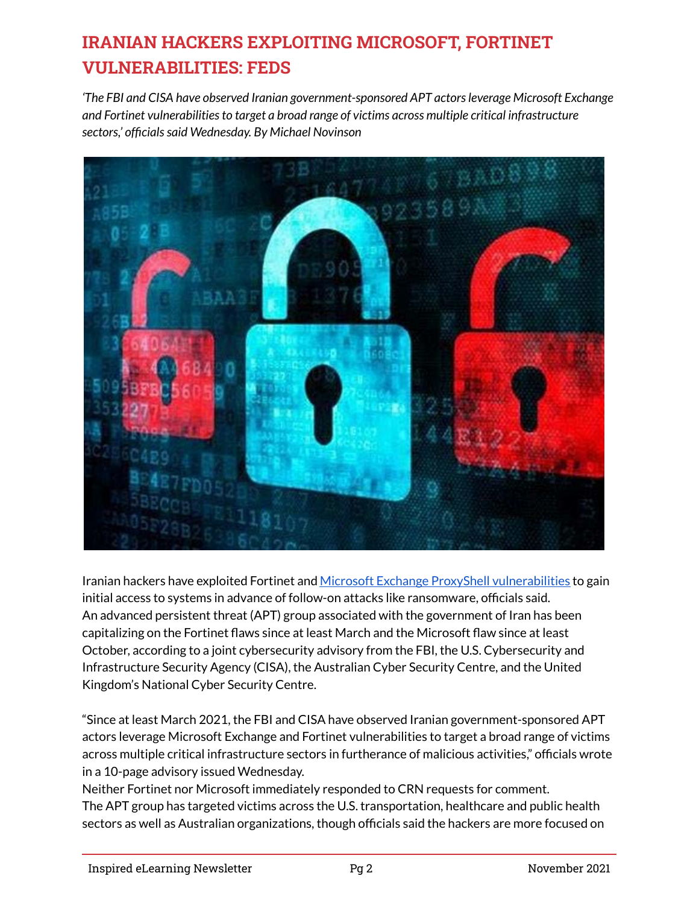# IRANIAN HACKERS EXPLOITING MICROSOFT, FORTINET VULNERABILITIES: FEDS

*'The FBI and CISA have observed Iranian government-sponsored APT actors leverage Microsoft Exchange and Fortinet vulnerabilities to target a broad range of victims across multiple critical infrastructure sectors,' officials said Wednesday. By Michael Novinson*

Iranian hackers have exploited Fortinet and Microsoft Exchange ProxyShell vulnerabilities to gain initial access to systems in advance of follow-on attacks like ransomware, officials said. An advanced persistent threat (APT) group associated with the government of Iran has been capitalizing on the Fortinet flaws since at least March and the Microsoft flaw since at least October, according to a joint cybersecurity advisory from the FBI, the U.S. Cybersecurity and Infrastructure Security Agency (CISA), the Australian Cyber Security Centre, and the United Kingdom's National Cyber Security Centre.

"Since at least March 2021, the FBI and CISA have observed Iranian government-sponsored APT actors leverage Microsoft Exchange and Fortinet vulnerabilities to target a broad range of victims across multiple critical infrastructure sectors in furtherance of malicious activities," officials wrote in a 10-page advisory issued Wednesday.

Neither Fortinet nor Microsoft immediately responded to CRN requests for comment.

The APT group has targeted victims across the U.S. transportation, healthcare and public health sectors as well as Australian organizations, though officials said the hackers are more focused on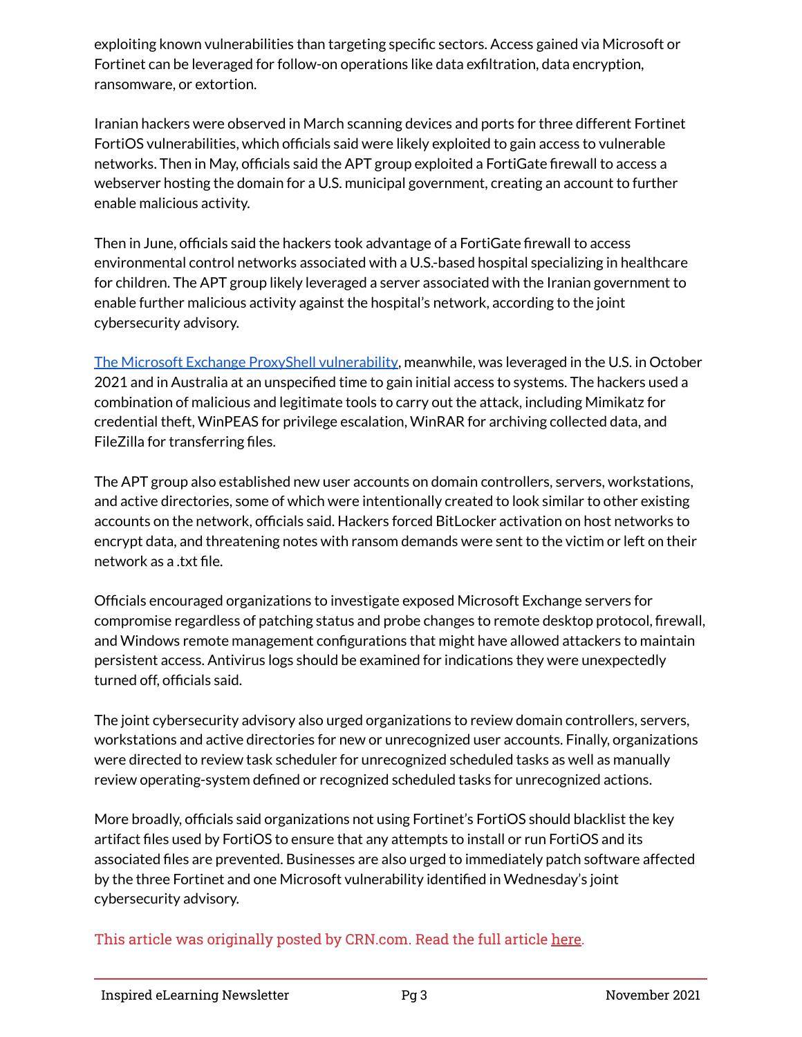exploiting known vulnerabilities than targeting specific sectors. Access gained via Microsoft or Fortinet can be leveraged for follow-on operations like data exfiltration, data encryption, ransomware, or extortion.

Iranian hackers were observed in March scanning devices and ports for three different Fortinet FortiOS vulnerabilities, which officials said were likely exploited to gain access to vulnerable networks. Then in May, officials said the APT group exploited a FortiGate firewall to access a webserver hosting the domain for a U.S. municipal government, creating an account to further enable malicious activity.

Then in June, officials said the hackers took advantage of a FortiGate firewall to access environmental control networks associated with a U.S.-based hospital specializing in healthcare for children. The APT group likely leveraged a server associated with the Iranian government to enable further malicious activity against the hospital's network, according to the joint cybersecurity advisory.

[The Microsoft Exchange ProxyShell vulnerability](), meanwhile, was leveraged in the U.S. in October 2021 and in Australia at an unspecified time to gain initial access to systems. The hackers used a combination of malicious and legitimate tools to carry out the attack, including Mimikatz for credential theft, WinPEAS for privilege escalation, WinRAR for archiving collected data, and FileZilla for transferring files.

The APT group also established new user accounts on domain controllers, servers, workstations, and active directories, some of which were intentionally created to look similar to other existing accounts on the network, officials said. Hackers forced BitLocker activation on host networks to encrypt data, and threatening notes with ransom demands were sent to the victim or left on their network as a .txt file.

Officials encouraged organizations to investigate exposed Microsoft Exchange servers for compromise regardless of patching status and probe changes to remote desktop protocol, firewall, and Windows remote management configurations that might have allowed attackers to maintain persistent access. Antivirus logs should be examined for indications they were unexpectedly turned off, officials said.

The joint cybersecurity advisory also urged organizations to review domain controllers, servers, workstations and active directories for new or unrecognized user accounts. Finally, organizations were directed to review task scheduler for unrecognized scheduled tasks as well as manually review operating-system defined or recognized scheduled tasks for unrecognized actions.

More broadly, officials said organizations not using Fortinet's FortiOS should blacklist the key artifact files used by FortiOS to ensure that any attempts to install or run FortiOS and its associated files are prevented. Businesses are also urged to immediately patch software affected by the three Fortinet and one Microsoft vulnerability identified in Wednesday's joint cybersecurity advisory.

This article was originally posted by CRN.com. Read the full article [here]().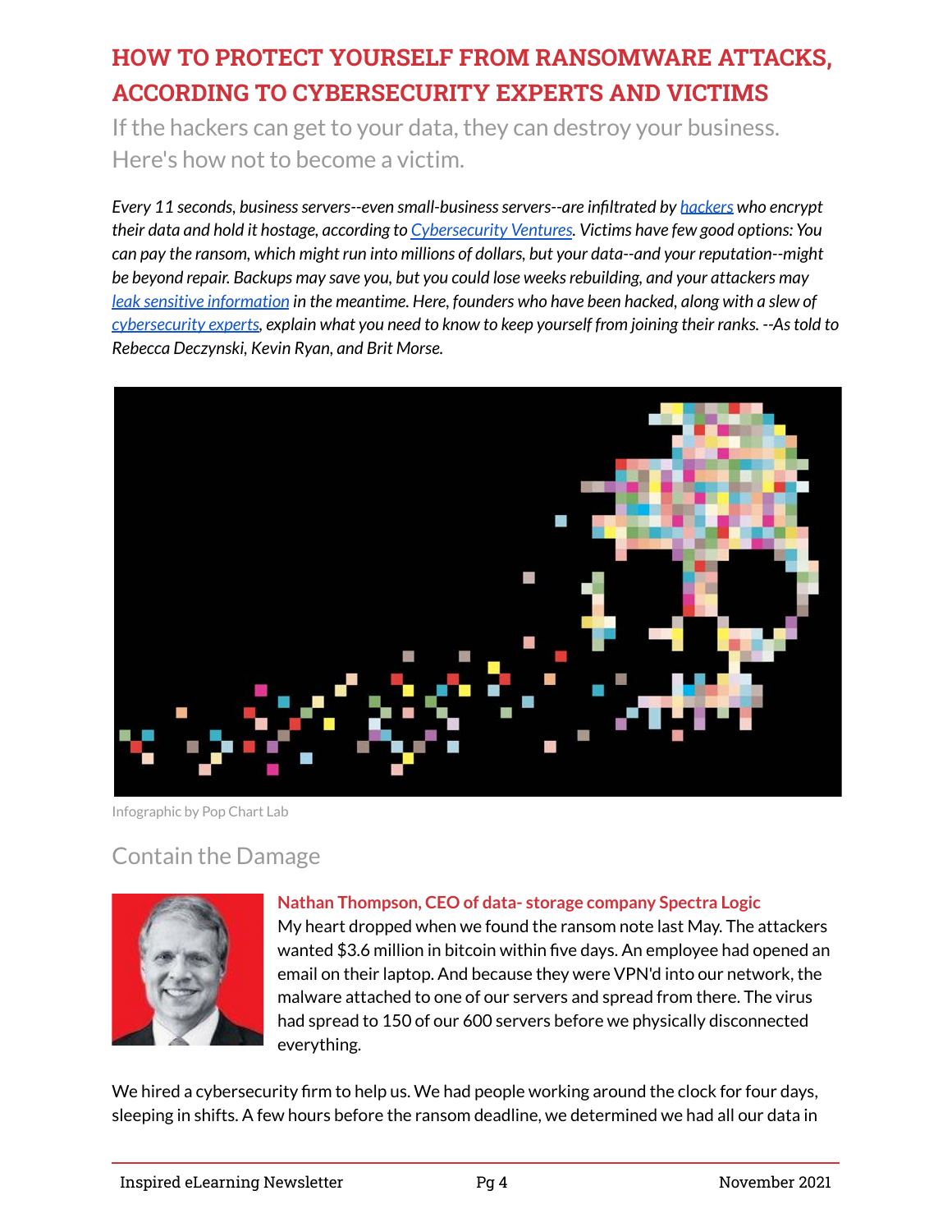# HOW TO PROTECT YOURSELF FROM RANSOMWARE ATTACKS, ACCORDING TO CYBERSECURITY EXPERTS AND VICTIMS

If the hackers can get to your data, they can destroy your business. Here's how not to become a victim.

*Every 11 seconds, business servers--even small-business servers--are infiltrated by hackers who encrypt their data and hold it hostage, according to Cybersecurity Ventures. Victims have few good options: You can pay the ransom, which might run into millions of dollars, but your data--and your reputation--might be beyond repair. Backups may save you, but you could lose weeks rebuilding, and your attackers may leak sensitive information in the meantime. Here, founders who have been hacked, along with a slew of cybersecurity experts, explain what you need to know to keep yourself from joining their ranks. --As told to Rebecca Deczynski, Kevin Ryan, and Brit Morse.*

Infographic by Pop Chart Lab

## Contain the Damage

**Nathan Thompson, CEO of data- storage company Spectra Logic**

My heart dropped when we found the ransom note last May. The attackers wanted $3.6 million in bitcoin within five days. An employee had opened an email on their laptop. And because they were VPN'd into our network, the malware attached to one of our servers and spread from there. The virus had spread to 150 of our 600 servers before we physically disconnected everything.

We hired a cybersecurity firm to help us. We had people working around the clock for four days, sleeping in shifts. A few hours before the ransom deadline, we determined we had all our data in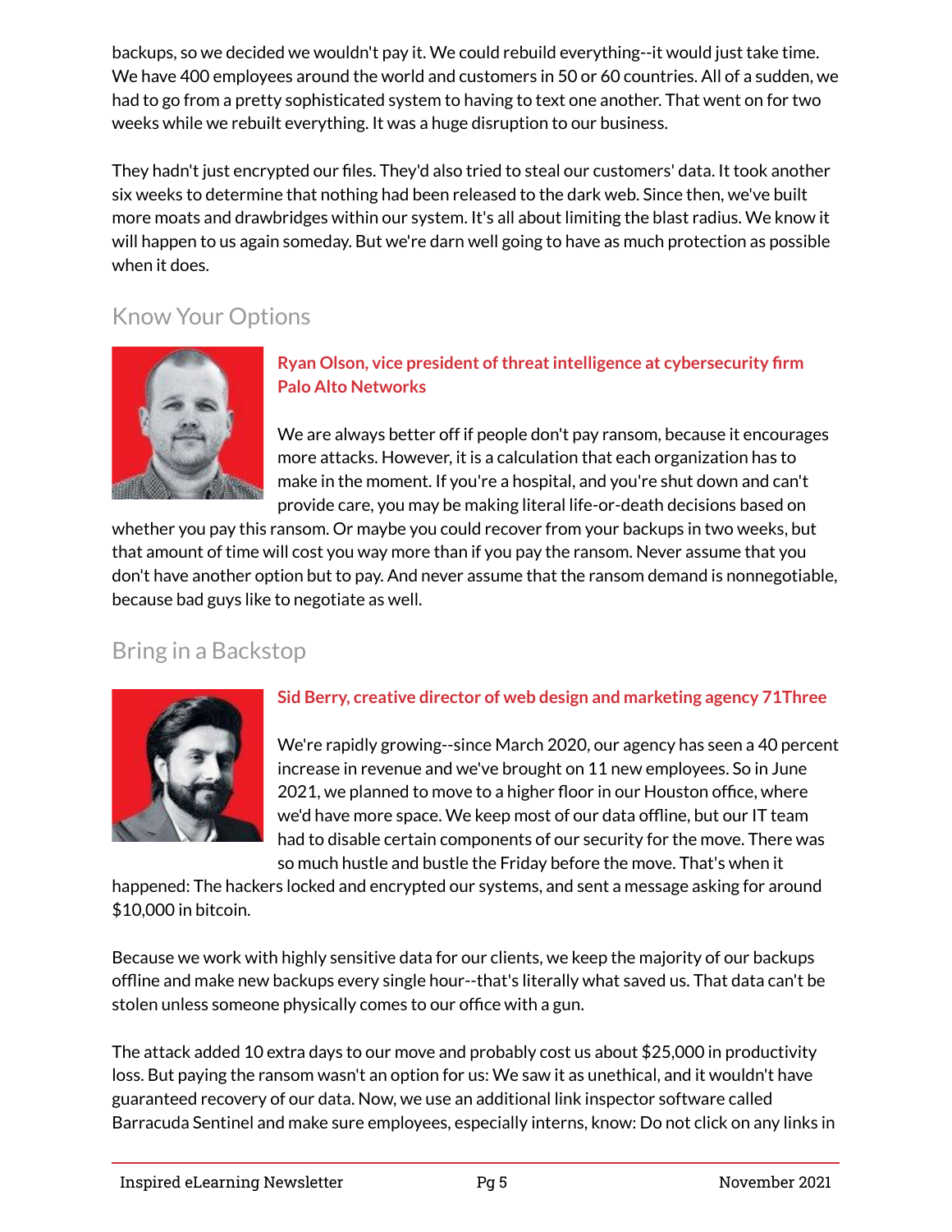backups, so we decided we wouldn't pay it. We could rebuild everything--it would just take time. We have 400 employees around the world and customers in 50 or 60 countries. All of a sudden, we had to go from a pretty sophisticated system to having to text one another. That went on for two weeks while we rebuilt everything. It was a huge disruption to our business.

They hadn't just encrypted our files. They'd also tried to steal our customers' data. It took another six weeks to determine that nothing had been released to the dark web. Since then, we've built more moats and drawbridges within our system. It's all about limiting the blast radius. We know it will happen to us again someday. But we're darn well going to have as much protection as possible when it does.

## Know Your Options

**Ryan Olson, vice president of threat intelligence at cybersecurity firm Palo Alto Networks**

We are always better off if people don't pay ransom, because it encourages more attacks. However, it is a calculation that each organization has to make in the moment. If you're a hospital, and you're shut down and can't provide care, you may be making literal life-or-death decisions based on whether you pay this ransom. Or maybe you could recover from your backups in two weeks, but that amount of time will cost you way more than if you pay the ransom. Never assume that you don't have another option but to pay. And never assume that the ransom demand is nonnegotiable, because bad guys like to negotiate as well.

## Bring in a Backstop

**Sid Berry, creative director of web design and marketing agency 71Three**

We're rapidly growing--since March 2020, our agency has seen a 40 percent increase in revenue and we've brought on 11 new employees. So in June 2021, we planned to move to a higher floor in our Houston office, where we'd have more space. We keep most of our data offline, but our IT team had to disable certain components of our security for the move. There was so much hustle and bustle the Friday before the move. That's when it happened: The hackers locked and encrypted our systems, and sent a message asking for around $10,000 in bitcoin.

Because we work with highly sensitive data for our clients, we keep the majority of our backups offline and make new backups every single hour--that's literally what saved us. That data can't be stolen unless someone physically comes to our office with a gun.

The attack added 10 extra days to our move and probably cost us about $25,000 in productivity loss. But paying the ransom wasn't an option for us: We saw it as unethical, and it wouldn't have guaranteed recovery of our data. Now, we use an additional link inspector software called Barracuda Sentinel and make sure employees, especially interns, know: Do not click on any links in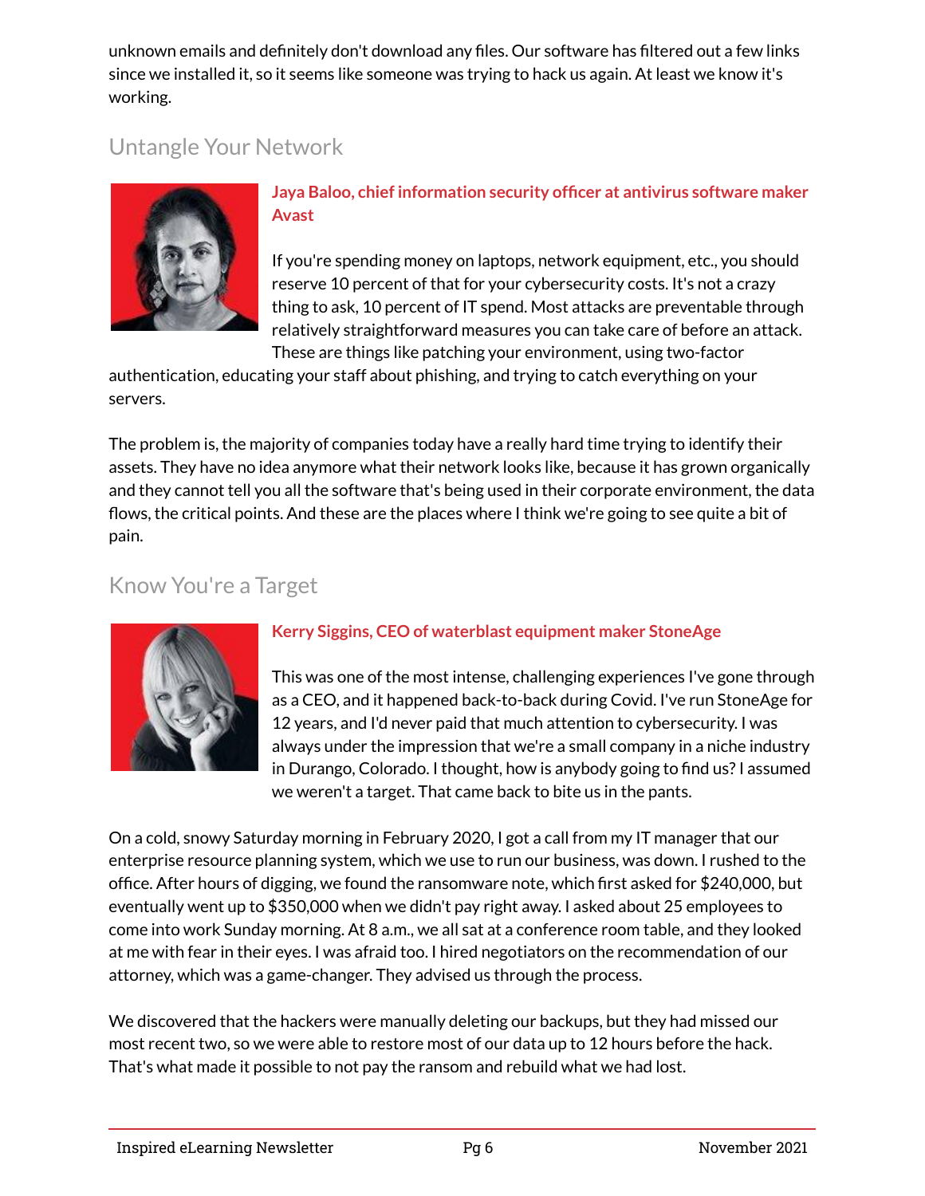unknown emails and definitely don't download any files. Our software has filtered out a few links since we installed it, so it seems like someone was trying to hack us again. At least we know it's working.

## Untangle Your Network

**Jaya Baloo, chief information security officer at antivirus software maker Avast**

If you're spending money on laptops, network equipment, etc., you should reserve 10 percent of that for your cybersecurity costs. It's not a crazy thing to ask, 10 percent of IT spend. Most attacks are preventable through relatively straightforward measures you can take care of before an attack. These are things like patching your environment, using two-factor authentication, educating your staff about phishing, and trying to catch everything on your servers.

The problem is, the majority of companies today have a really hard time trying to identify their assets. They have no idea anymore what their network looks like, because it has grown organically and they cannot tell you all the software that's being used in their corporate environment, the data flows, the critical points. And these are the places where I think we're going to see quite a bit of pain.

## Know You're a Target

**Kerry Siggins, CEO of waterblast equipment maker StoneAge**

This was one of the most intense, challenging experiences I've gone through as a CEO, and it happened back-to-back during Covid. I've run StoneAge for 12 years, and I'd never paid that much attention to cybersecurity. I was always under the impression that we're a small company in a niche industry in Durango, Colorado. I thought, how is anybody going to find us? I assumed we weren't a target. That came back to bite us in the pants.

On a cold, snowy Saturday morning in February 2020, I got a call from my IT manager that our enterprise resource planning system, which we use to run our business, was down. I rushed to the office. After hours of digging, we found the ransomware note, which first asked for $240,000, but eventually went up to $350,000 when we didn't pay right away. I asked about 25 employees to come into work Sunday morning. At 8 a.m., we all sat at a conference room table, and they looked at me with fear in their eyes. I was afraid too. I hired negotiators on the recommendation of our attorney, which was a game-changer. They advised us through the process.

We discovered that the hackers were manually deleting our backups, but they had missed our most recent two, so we were able to restore most of our data up to 12 hours before the hack. That's what made it possible to not pay the ransom and rebuild what we had lost.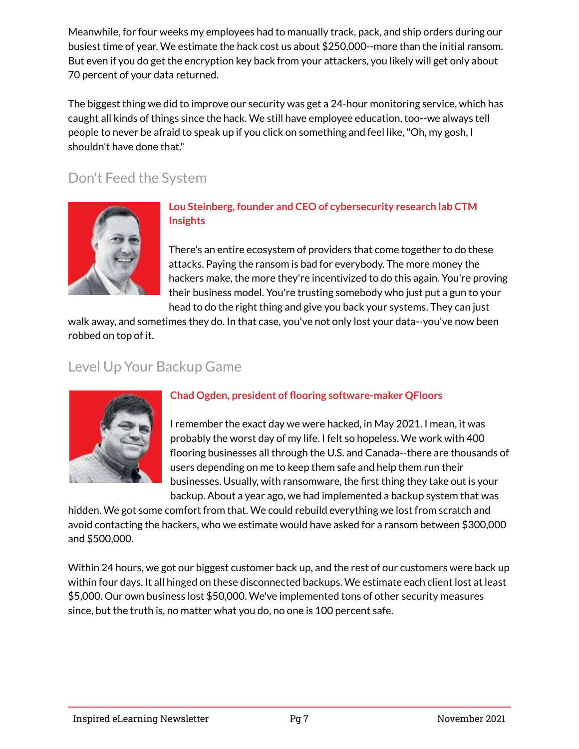Meanwhile, for four weeks my employees had to manually track, pack, and ship orders during our busiest time of year. We estimate the hack cost us about $250,000--more than the initial ransom. But even if you do get the encryption key back from your attackers, you likely will get only about 70 percent of your data returned.

The biggest thing we did to improve our security was get a 24-hour monitoring service, which has caught all kinds of things since the hack. We still have employee education, too--we always tell people to never be afraid to speak up if you click on something and feel like, "Oh, my gosh, I shouldn't have done that."

## Don't Feed the System

**Lou Steinberg, founder and CEO of cybersecurity research lab CTM Insights**

There's an entire ecosystem of providers that come together to do these attacks. Paying the ransom is bad for everybody. The more money the hackers make, the more they're incentivized to do this again. You're proving their business model. You're trusting somebody who just put a gun to your head to do the right thing and give you back your systems. They can just walk away, and sometimes they do. In that case, you've not only lost your data--you've now been robbed on top of it.

## Level Up Your Backup Game

**Chad Ogden, president of flooring software-maker QFloors**

I remember the exact day we were hacked, in May 2021. I mean, it was probably the worst day of my life. I felt so hopeless. We work with 400 flooring businesses all through the U.S. and Canada--there are thousands of users depending on me to keep them safe and help them run their businesses. Usually, with ransomware, the first thing they take out is your backup. About a year ago, we had implemented a backup system that was hidden. We got some comfort from that. We could rebuild everything we lost from scratch and avoid contacting the hackers, who we estimate would have asked for a ransom between $300,000 and $500,000.

Within 24 hours, we got our biggest customer back up, and the rest of our customers were back up within four days. It all hinged on these disconnected backups. We estimate each client lost at least $5,000. Our own business lost $50,000. We've implemented tons of other security measures since, but the truth is, no matter what you do, no one is 100 percent safe.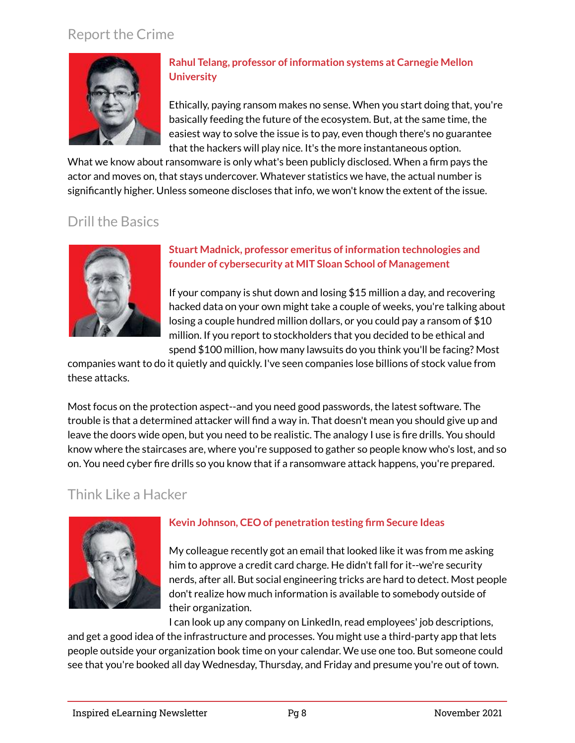## Report the Crime

**Rahul Telang, professor of information systems at Carnegie Mellon University**

Ethically, paying ransom makes no sense. When you start doing that, you're basically feeding the future of the ecosystem. But, at the same time, the easiest way to solve the issue is to pay, even though there's no guarantee that the hackers will play nice. It's the more instantaneous option. What we know about ransomware is only what's been publicly disclosed. When a firm pays the actor and moves on, that stays undercover. Whatever statistics we have, the actual number is significantly higher. Unless someone discloses that info, we won't know the extent of the issue.

## Drill the Basics

**Stuart Madnick, professor emeritus of information technologies and founder of cybersecurity at MIT Sloan School of Management**

If your company is shut down and losing $15 million a day, and recovering hacked data on your own might take a couple of weeks, you're talking about losing a couple hundred million dollars, or you could pay a ransom of $10 million. If you report to stockholders that you decided to be ethical and spend $100 million, how many lawsuits do you think you'll be facing? Most companies want to do it quietly and quickly. I've seen companies lose billions of stock value from these attacks.

Most focus on the protection aspect--and you need good passwords, the latest software. The trouble is that a determined attacker will find a way in. That doesn't mean you should give up and leave the doors wide open, but you need to be realistic. The analogy I use is fire drills. You should know where the staircases are, where you're supposed to gather so people know who's lost, and so on. You need cyber fire drills so you know that if a ransomware attack happens, you're prepared.

## Think Like a Hacker

**Kevin Johnson, CEO of penetration testing firm Secure Ideas**

My colleague recently got an email that looked like it was from me asking him to approve a credit card charge. He didn't fall for it--we're security nerds, after all. But social engineering tricks are hard to detect. Most people don't realize how much information is available to somebody outside of their organization.

I can look up any company on LinkedIn, read employees' job descriptions, and get a good idea of the infrastructure and processes. You might use a third-party app that lets people outside your organization book time on your calendar. We use one too. But someone could see that you're booked all day Wednesday, Thursday, and Friday and presume you're out of town.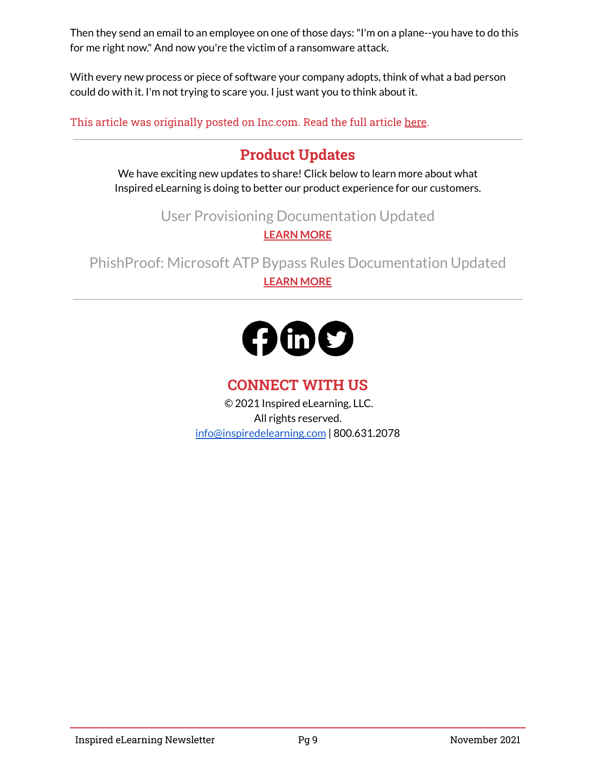Then they send an email to an employee on one of those days: "I'm on a plane--you have to do this for me right now." And now you're the victim of a ransomware attack.

With every new process or piece of software your company adopts, think of what a bad person could do with it. I'm not trying to scare you. I just want you to think about it.

This article was originally posted on Inc.com. Read the full article here.

---

## Product Updates

We have exciting new updates to share! Click below to learn more about what Inspired eLearning is doing to better our product experience for our customers.

### User Provisioning Documentation Updated

**LEARN MORE**

### PhishProof: Microsoft ATP Bypass Rules Documentation Updated

**LEARN MORE**

---

## CONNECT WITH US

© 2021 Inspired eLearning, LLC.
All rights reserved.
info@inspiredelearning.com | 800.631.2078